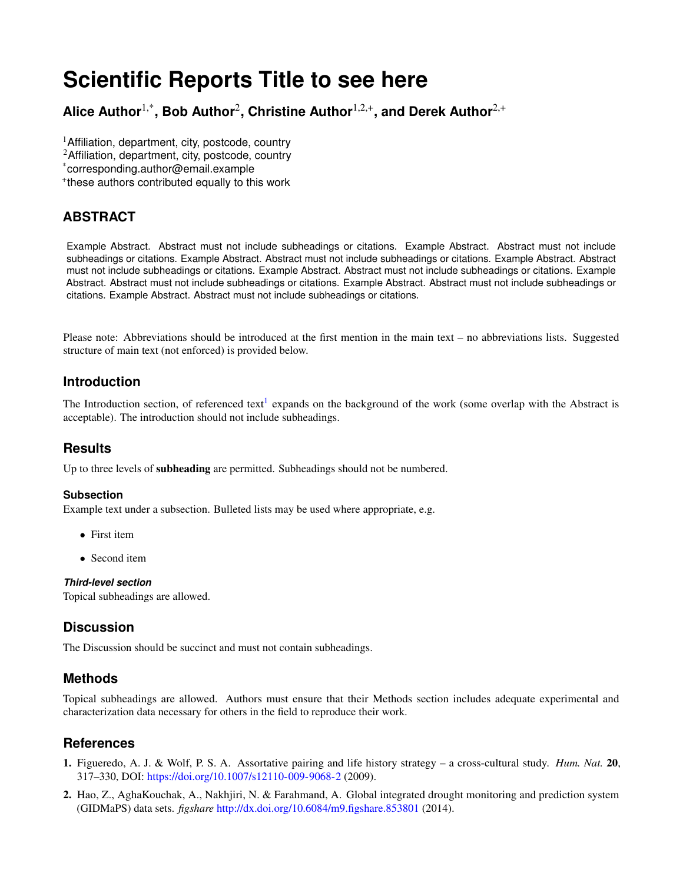# Scientific Reports Title to see here

**Alice Author[1,*], Bob Author[2], Christine Author[1,2,+], and Derek Author[2,+]**

[1]Affiliation, department, city, postcode, country
[2]Affiliation, department, city, postcode, country
[*]corresponding.author@email.example
[+]these authors contributed equally to this work

## ABSTRACT

Example Abstract. Abstract must not include subheadings or citations. Example Abstract. Abstract must not include subheadings or citations. Example Abstract. Abstract must not include subheadings or citations. Example Abstract. Abstract must not include subheadings or citations. Example Abstract. Abstract must not include subheadings or citations. Example Abstract. Abstract must not include subheadings or citations. Example Abstract. Abstract must not include subheadings or citations. Example Abstract. Abstract must not include subheadings or citations.

Please note: Abbreviations should be introduced at the first mention in the main text – no abbreviations lists. Suggested structure of main text (not enforced) is provided below.

## Introduction

The Introduction section, of referenced text[1] expands on the background of the work (some overlap with the Abstract is acceptable). The introduction should not include subheadings.

## Results

Up to three levels of **subheading** are permitted. Subheadings should not be numbered.

### Subsection

Example text under a subsection. Bulleted lists may be used where appropriate, e.g.

- First item
- Second item

#### *Third-level section*

Topical subheadings are allowed.

## Discussion

The Discussion should be succinct and must not contain subheadings.

## Methods

Topical subheadings are allowed. Authors must ensure that their Methods section includes adequate experimental and characterization data necessary for others in the field to reproduce their work.

## References

1. Figueredo, A. J. & Wolf, P. S. A. Assortative pairing and life history strategy – a cross-cultural study. *Hum. Nat.* **20**, 317–330, DOI: https://doi.org/10.1007/s12110-009-9068-2 (2009).
2. Hao, Z., AghaKouchak, A., Nakhjiri, N. & Farahmand, A. Global integrated drought monitoring and prediction system (GIDMaPS) data sets. *figshare* http://dx.doi.org/10.6084/m9.figshare.853801 (2014).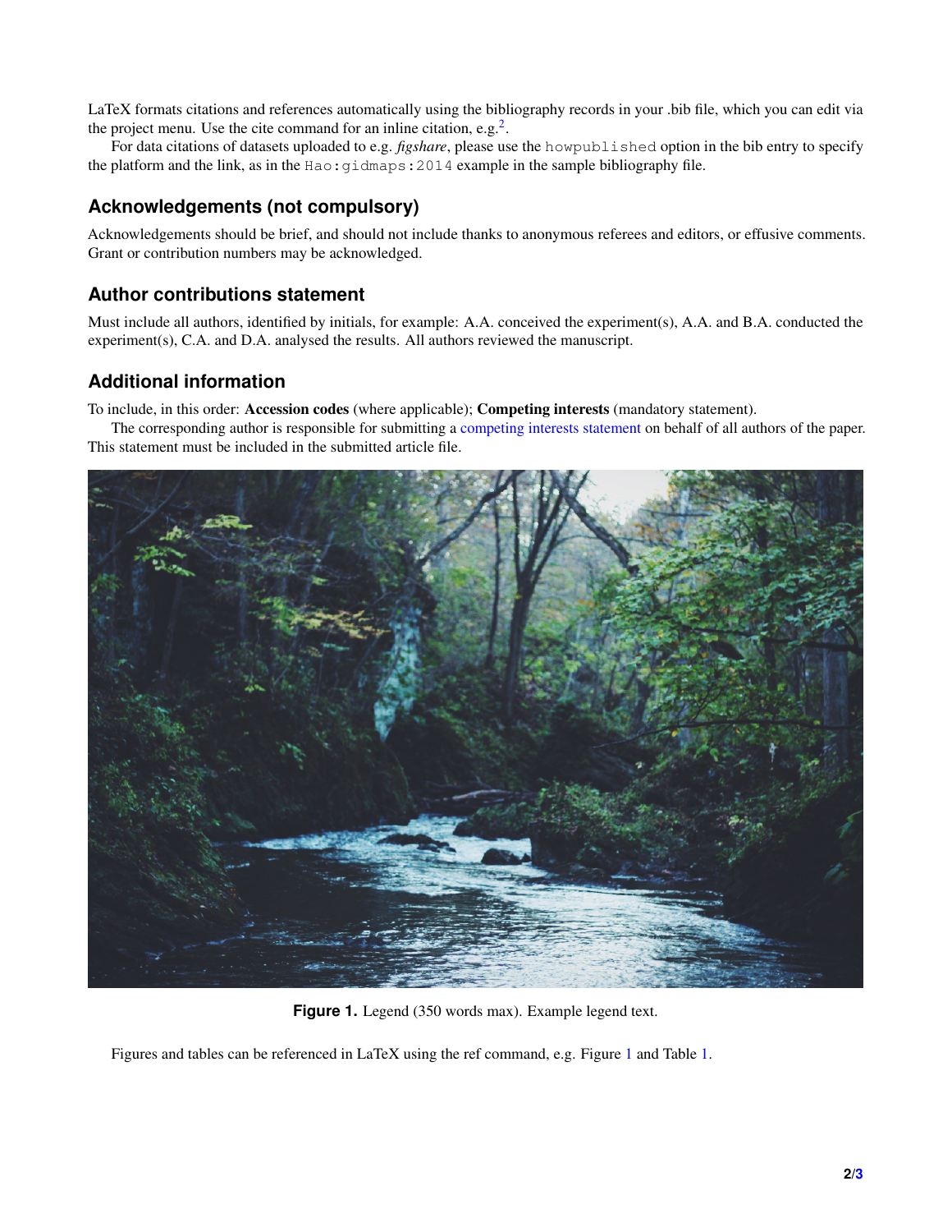LaTeX formats citations and references automatically using the bibliography records in your .bib file, which you can edit via the project menu. Use the cite command for an inline citation, e.g.[2].

For data citations of datasets uploaded to e.g. *figshare*, please use the `howpublished` option in the bib entry to specify the platform and the link, as in the `Hao:gidmaps:2014` example in the sample bibliography file.

## Acknowledgements (not compulsory)

Acknowledgements should be brief, and should not include thanks to anonymous referees and editors, or effusive comments. Grant or contribution numbers may be acknowledged.

## Author contributions statement

Must include all authors, identified by initials, for example: A.A. conceived the experiment(s), A.A. and B.A. conducted the experiment(s), C.A. and D.A. analysed the results. All authors reviewed the manuscript.

## Additional information

To include, in this order: **Accession codes** (where applicable); **Competing interests** (mandatory statement).

The corresponding author is responsible for submitting a competing interests statement on behalf of all authors of the paper. This statement must be included in the submitted article file.

**Figure 1.** Legend (350 words max). Example legend text.

Figures and tables can be referenced in LaTeX using the ref command, e.g. Figure 1 and Table 1.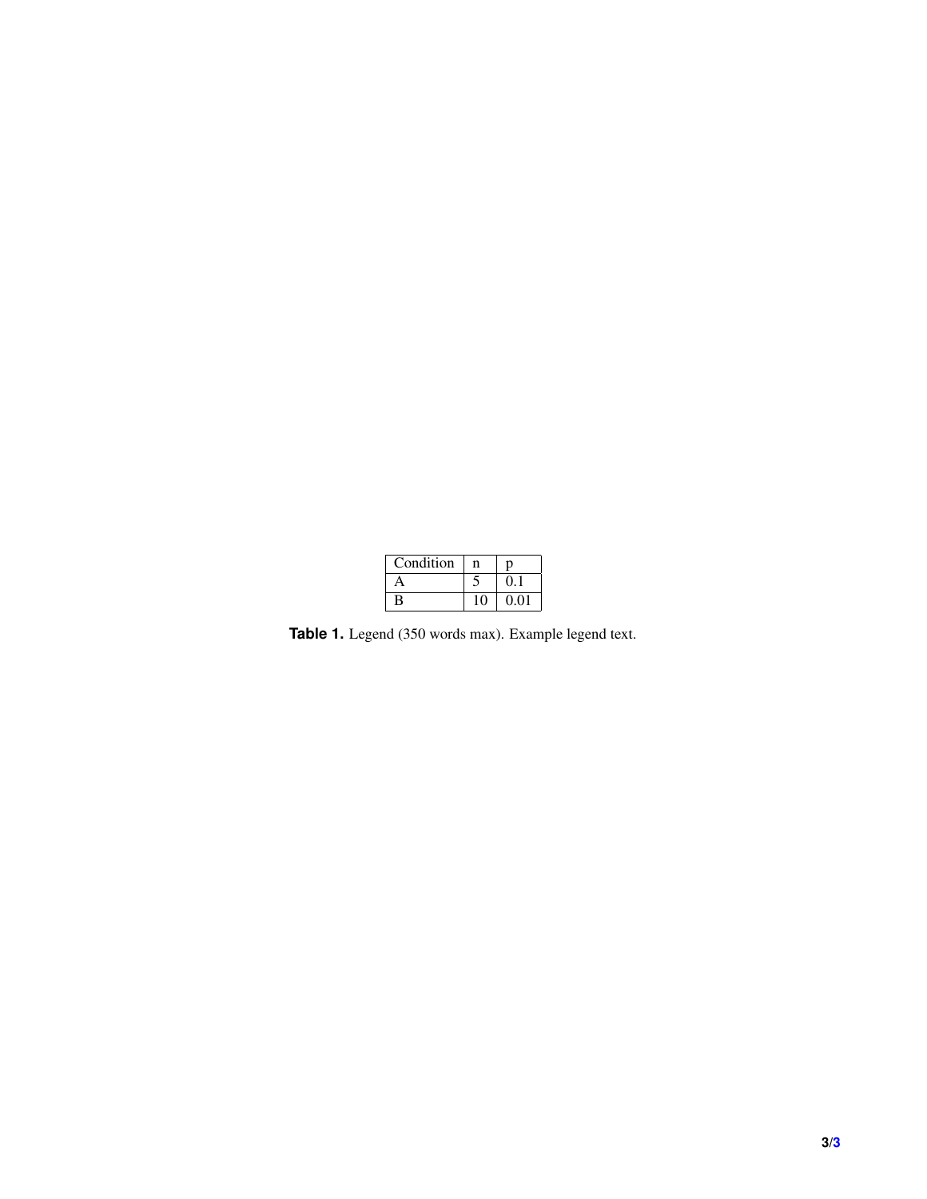| Condition | n | p |
|---|---|---|
| A | 5 | 0.1 |
| B | 10 | 0.01 |

**Table 1.** Legend (350 words max). Example legend text.